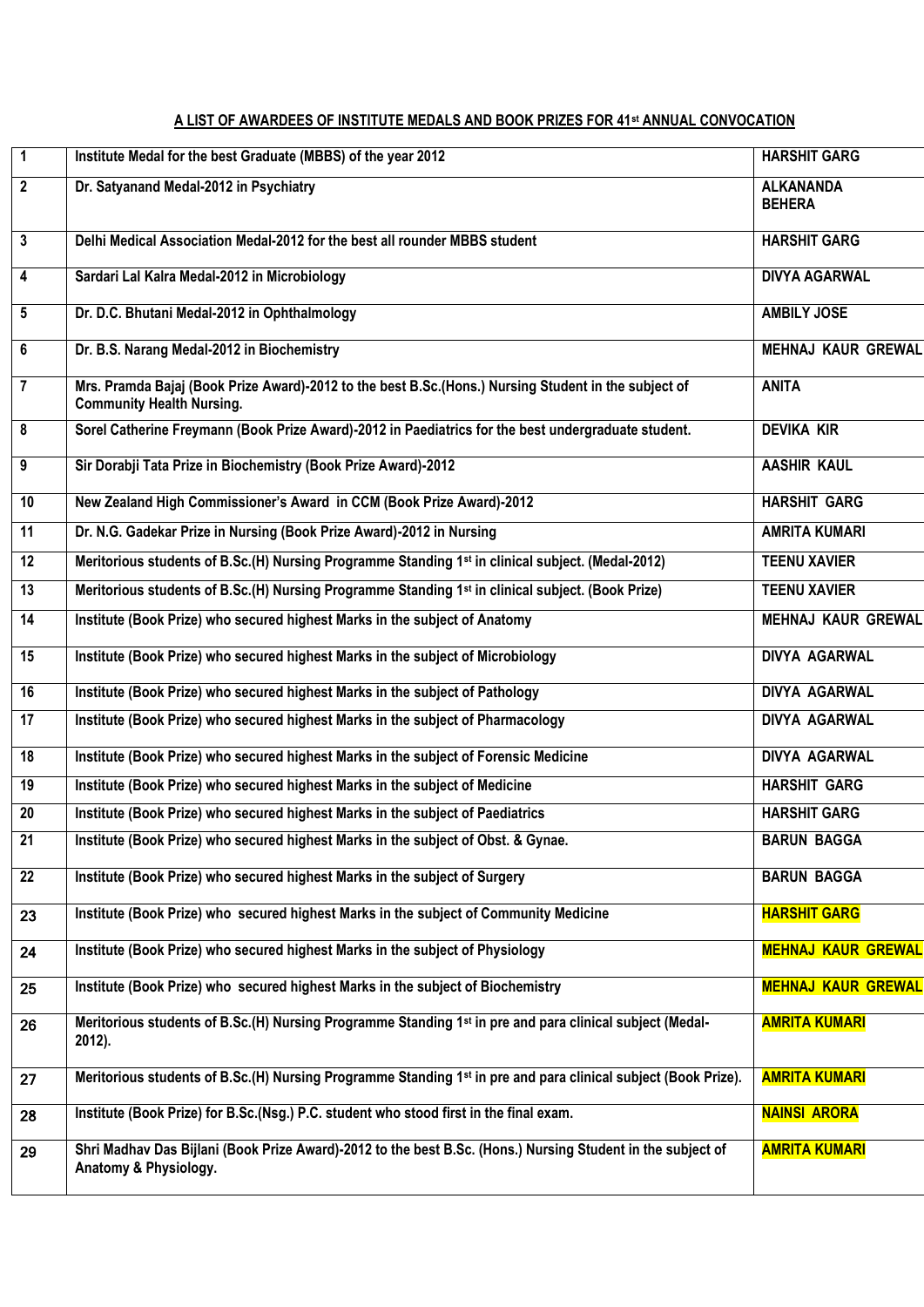**A LIST OF AWARDEES OF INSTITUTE MEDALS AND BOOK PRIZES FOR 41st ANNUAL CONVOCATION**

| | | |
|---|---|---|
| 1 | Institute Medal for the best Graduate (MBBS) of the year 2012 | HARSHIT GARG |
| 2 | Dr. Satyanand Medal-2012 in Psychiatry | ALKANANDA BEHERA |
| 3 | Delhi Medical Association Medal-2012 for the best all rounder MBBS student | HARSHIT GARG |
| 4 | Sardari Lal Kalra Medal-2012 in Microbiology | DIVYA AGARWAL |
| 5 | Dr. D.C. Bhutani Medal-2012 in Ophthalmology | AMBILY JOSE |
| 6 | Dr. B.S. Narang Medal-2012 in Biochemistry | MEHNAJ KAUR GREWAL |
| 7 | Mrs. Pramda Bajaj (Book Prize Award)-2012 to the best B.Sc.(Hons.) Nursing Student in the subject of Community Health Nursing. | ANITA |
| 8 | Sorel Catherine Freymann (Book Prize Award)-2012 in Paediatrics for the best undergraduate student. | DEVIKA KIR |
| 9 | Sir Dorabji Tata Prize in Biochemistry (Book Prize Award)-2012 | AASHIR KAUL |
| 10 | New Zealand High Commissioner's Award in CCM (Book Prize Award)-2012 | HARSHIT GARG |
| 11 | Dr. N.G. Gadekar Prize in Nursing (Book Prize Award)-2012 in Nursing | AMRITA KUMARI |
| 12 | Meritorious students of B.Sc.(H) Nursing Programme Standing 1st in clinical subject. (Medal-2012) | TEENU XAVIER |
| 13 | Meritorious students of B.Sc.(H) Nursing Programme Standing 1st in clinical subject. (Book Prize) | TEENU XAVIER |
| 14 | Institute (Book Prize) who secured highest Marks in the subject of Anatomy | MEHNAJ KAUR GREWAL |
| 15 | Institute (Book Prize) who secured highest Marks in the subject of Microbiology | DIVYA AGARWAL |
| 16 | Institute (Book Prize) who secured highest Marks in the subject of Pathology | DIVYA AGARWAL |
| 17 | Institute (Book Prize) who secured highest Marks in the subject of Pharmacology | DIVYA AGARWAL |
| 18 | Institute (Book Prize) who secured highest Marks in the subject of Forensic Medicine | DIVYA AGARWAL |
| 19 | Institute (Book Prize) who secured highest Marks in the subject of Medicine | HARSHIT GARG |
| 20 | Institute (Book Prize) who secured highest Marks in the subject of Paediatrics | HARSHIT GARG |
| 21 | Institute (Book Prize) who secured highest Marks in the subject of Obst. & Gynae. | BARUN BAGGA |
| 22 | Institute (Book Prize) who secured highest Marks in the subject of Surgery | BARUN BAGGA |
| 23 | Institute (Book Prize) who secured highest Marks in the subject of Community Medicine | HARSHIT GARG |
| 24 | Institute (Book Prize) who secured highest Marks in the subject of Physiology | MEHNAJ KAUR GREWAL |
| 25 | Institute (Book Prize) who secured highest Marks in the subject of Biochemistry | MEHNAJ KAUR GREWAL |
| 26 | Meritorious students of B.Sc.(H) Nursing Programme Standing 1st in pre and para clinical subject (Medal-2012). | AMRITA KUMARI |
| 27 | Meritorious students of B.Sc.(H) Nursing Programme Standing 1st in pre and para clinical subject (Book Prize). | AMRITA KUMARI |
| 28 | Institute (Book Prize) for B.Sc.(Nsg.) P.C. student who stood first in the final exam. | NAINSI ARORA |
| 29 | Shri Madhav Das Bijlani (Book Prize Award)-2012 to the best B.Sc. (Hons.) Nursing Student in the subject of Anatomy & Physiology. | AMRITA KUMARI |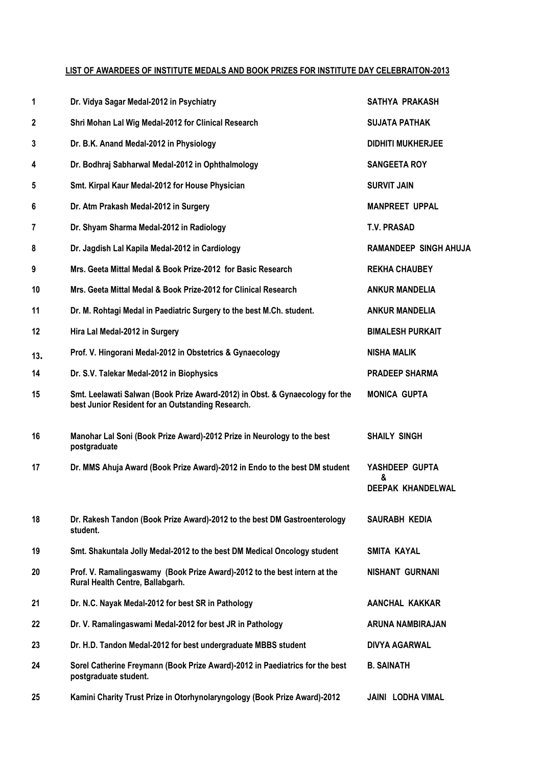**LIST OF AWARDEES OF INSTITUTE MEDALS AND BOOK PRIZES FOR INSTITUTE DAY CELEBRAITON-2013**

| | | |
|---|---|---|
| 1 | Dr. Vidya Sagar Medal-2012 in Psychiatry | SATHYA PRAKASH |
| 2 | Shri Mohan Lal Wig Medal-2012 for Clinical Research | SUJATA PATHAK |
| 3 | Dr. B.K. Anand Medal-2012 in Physiology | DIDHITI MUKHERJEE |
| 4 | Dr. Bodhraj Sabharwal Medal-2012 in Ophthalmology | SANGEETA ROY |
| 5 | Smt. Kirpal Kaur Medal-2012 for House Physician | SURVIT JAIN |
| 6 | Dr. Atm Prakash Medal-2012 in Surgery | MANPREET UPPAL |
| 7 | Dr. Shyam Sharma Medal-2012 in Radiology | T.V. PRASAD |
| 8 | Dr. Jagdish Lal Kapila Medal-2012 in Cardiology | RAMANDEEP SINGH AHUJA |
| 9 | Mrs. Geeta Mittal Medal & Book Prize-2012 for Basic Research | REKHA CHAUBEY |
| 10 | Mrs. Geeta Mittal Medal & Book Prize-2012 for Clinical Research | ANKUR MANDELIA |
| 11 | Dr. M. Rohtagi Medal in Paediatric Surgery to the best M.Ch. student. | ANKUR MANDELIA |
| 12 | Hira Lal Medal-2012 in Surgery | BIMALESH PURKAIT |
| 13. | Prof. V. Hingorani Medal-2012 in Obstetrics & Gynaecology | NISHA MALIK |
| 14 | Dr. S.V. Talekar Medal-2012 in Biophysics | PRADEEP SHARMA |
| 15 | Smt. Leelawati Salwan (Book Prize Award-2012) in Obst. & Gynaecology for the best Junior Resident for an Outstanding Research. | MONICA GUPTA |
| 16 | Manohar Lal Soni (Book Prize Award)-2012 Prize in Neurology to the best postgraduate | SHAILY SINGH |
| 17 | Dr. MMS Ahuja Award (Book Prize Award)-2012 in Endo to the best DM student | YASHDEEP GUPTA & DEEPAK KHANDELWAL |
| 18 | Dr. Rakesh Tandon (Book Prize Award)-2012 to the best DM Gastroenterology student. | SAURABH KEDIA |
| 19 | Smt. Shakuntala Jolly Medal-2012 to the best DM Medical Oncology student | SMITA KAYAL |
| 20 | Prof. V. Ramalingaswamy (Book Prize Award)-2012 to the best intern at the Rural Health Centre, Ballabgarh. | NISHANT GURNANI |
| 21 | Dr. N.C. Nayak Medal-2012 for best SR in Pathology | AANCHAL KAKKAR |
| 22 | Dr. V. Ramalingaswami Medal-2012 for best JR in Pathology | ARUNA NAMBIRAJAN |
| 23 | Dr. H.D. Tandon Medal-2012 for best undergraduate MBBS student | DIVYA AGARWAL |
| 24 | Sorel Catherine Freymann (Book Prize Award)-2012 in Paediatrics for the best postgraduate student. | B. SAINATH |
| 25 | Kamini Charity Trust Prize in Otorhynolaryngology (Book Prize Award)-2012 | JAINI LODHA VIMAL |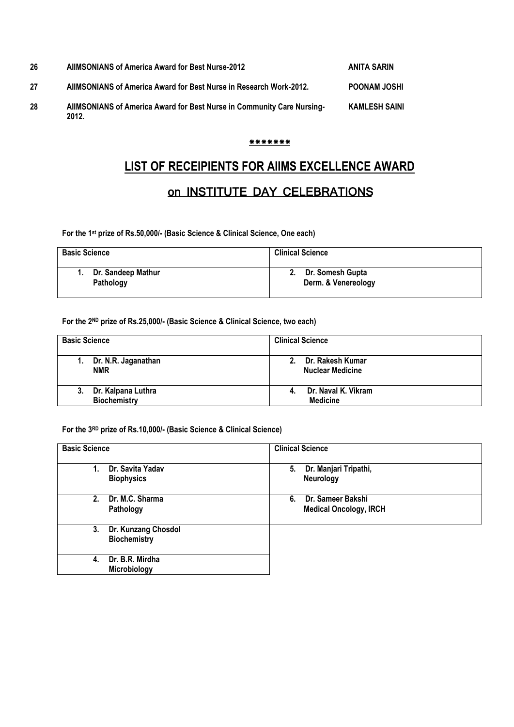| | | |
|---|---|---|
| 26 | **AIIMSONIANS of America Award for Best Nurse-2012** | **ANITA SARIN** |
| 27 | **AIIMSONIANS of America Award for Best Nurse in Research Work-2012.** | **POONAM JOSHI** |
| 28 | **AIIMSONIANS of America Award for Best Nurse in Community Care Nursing-2012.** | **KAMLESH SAINI** |

*******

# LIST OF RECEIPIENTS FOR AIIMS EXCELLENCE AWARD

## on INSTITUTE DAY CELEBRATIONS

**For the 1st prize of Rs.50,000/- (Basic Science & Clinical Science, One each)**

| Basic Science | Clinical Science |
|---|---|
| 1. Dr. Sandeep Mathur<br>Pathology | 2. Dr. Somesh Gupta<br>Derm. & Venereology |

**For the 2ND prize of Rs.25,000/- (Basic Science & Clinical Science, two each)**

| Basic Science | Clinical Science |
|---|---|
| 1. Dr. N.R. Jaganathan<br>NMR | 2. Dr. Rakesh Kumar<br>Nuclear Medicine |
| 3. Dr. Kalpana Luthra<br>Biochemistry | 4. Dr. Naval K. Vikram<br>Medicine |

**For the 3RD prize of Rs.10,000/- (Basic Science & Clinical Science)**

| Basic Science | Clinical Science |
|---|---|
| 1. Dr. Savita Yadav<br>Biophysics | 5. Dr. Manjari Tripathi,<br>Neurology |
| 2. Dr. M.C. Sharma<br>Pathology | 6. Dr. Sameer Bakshi<br>Medical Oncology, IRCH |
| 3. Dr. Kunzang Chosdol<br>Biochemistry | |
| 4. Dr. B.R. Mirdha<br>Microbiology | |